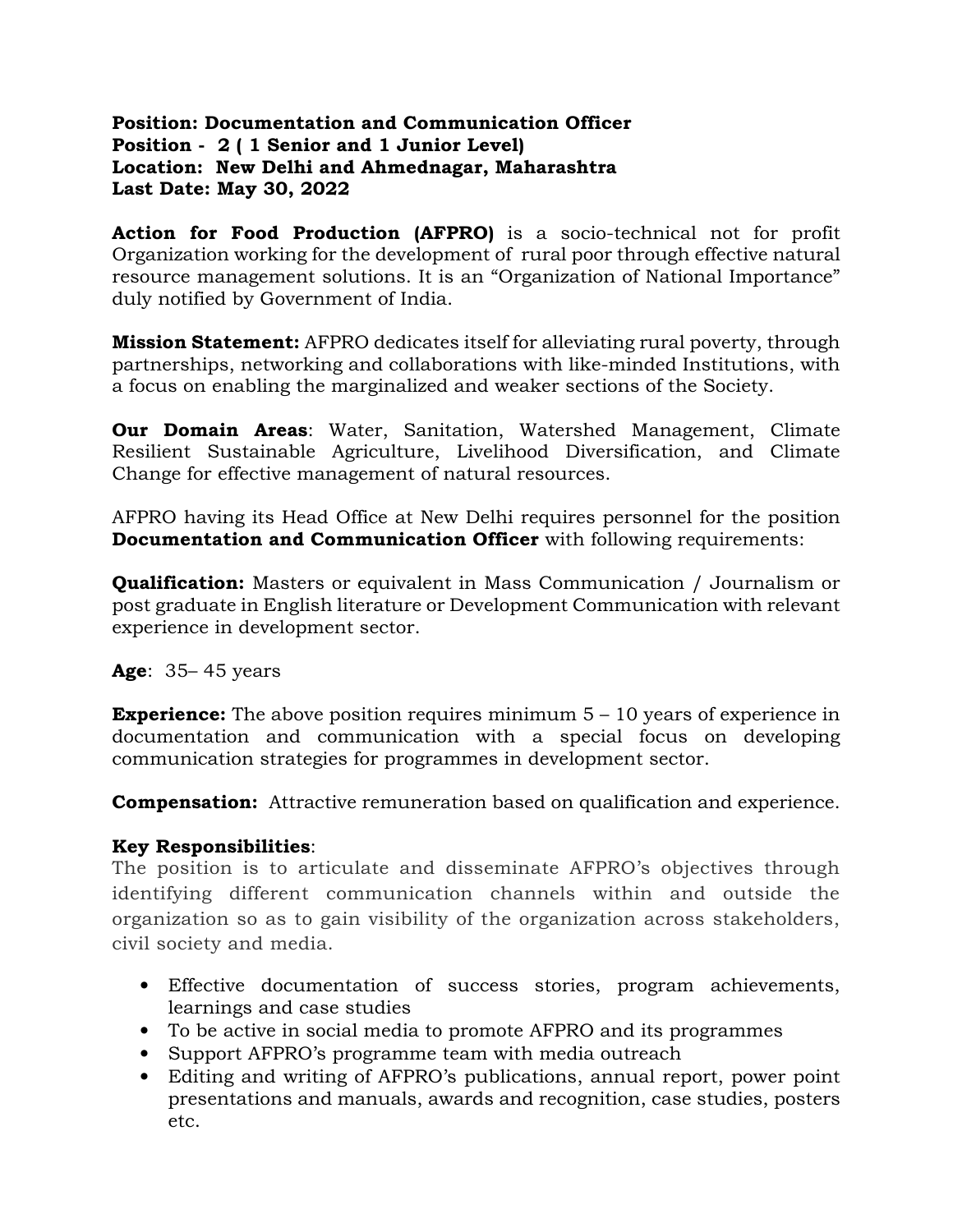**Position: Documentation and Communication Officer**
**Position - 2 ( 1 Senior and 1 Junior Level)**
**Location: New Delhi and Ahmednagar, Maharashtra**
**Last Date: May 30, 2022**

**Action for Food Production (AFPRO)** is a socio-technical not for profit Organization working for the development of rural poor through effective natural resource management solutions. It is an "Organization of National Importance" duly notified by Government of India.

**Mission Statement:** AFPRO dedicates itself for alleviating rural poverty, through partnerships, networking and collaborations with like-minded Institutions, with a focus on enabling the marginalized and weaker sections of the Society.

**Our Domain Areas**: Water, Sanitation, Watershed Management, Climate Resilient Sustainable Agriculture, Livelihood Diversification, and Climate Change for effective management of natural resources.

AFPRO having its Head Office at New Delhi requires personnel for the position **Documentation and Communication Officer** with following requirements:

**Qualification:** Masters or equivalent in Mass Communication / Journalism or post graduate in English literature or Development Communication with relevant experience in development sector.

**Age**: 35– 45 years

**Experience:** The above position requires minimum 5 – 10 years of experience in documentation and communication with a special focus on developing communication strategies for programmes in development sector.

**Compensation:** Attractive remuneration based on qualification and experience.

**Key Responsibilities**:

The position is to articulate and disseminate AFPRO's objectives through identifying different communication channels within and outside the organization so as to gain visibility of the organization across stakeholders, civil society and media.

- Effective documentation of success stories, program achievements, learnings and case studies
- To be active in social media to promote AFPRO and its programmes
- Support AFPRO's programme team with media outreach
- Editing and writing of AFPRO's publications, annual report, power point presentations and manuals, awards and recognition, case studies, posters etc.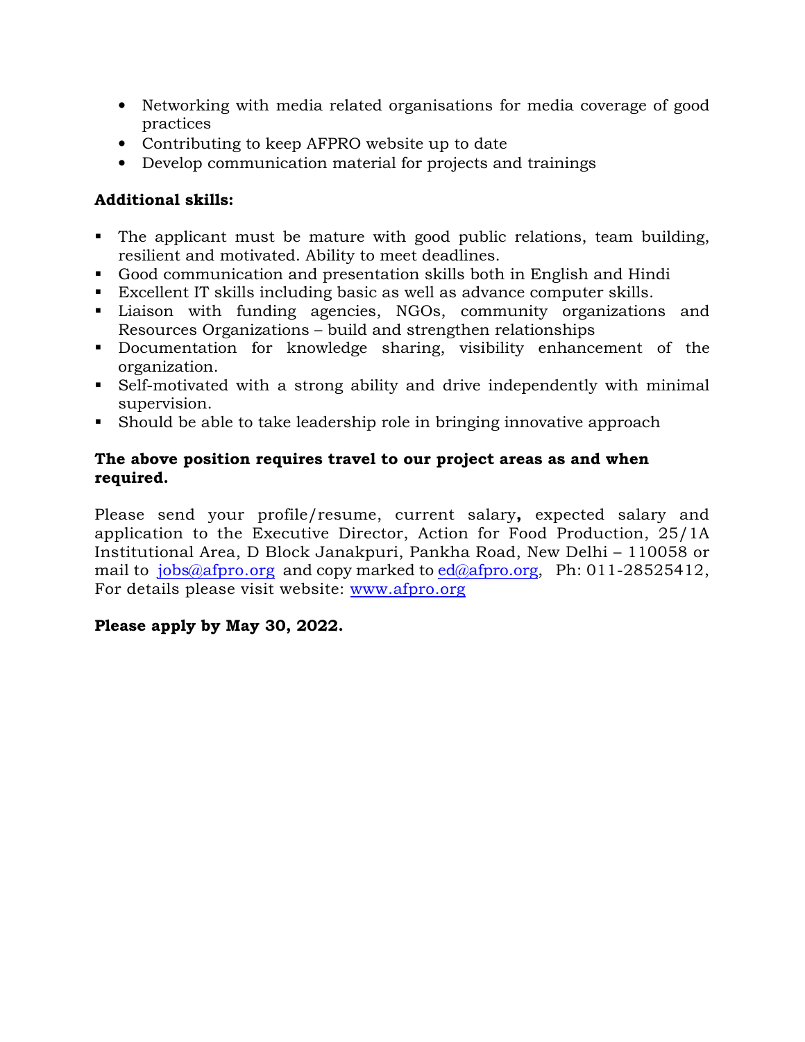- Networking with media related organisations for media coverage of good practices
- Contributing to keep AFPRO website up to date
- Develop communication material for projects and trainings

**Additional skills:**

- The applicant must be mature with good public relations, team building, resilient and motivated. Ability to meet deadlines.
- Good communication and presentation skills both in English and Hindi
- Excellent IT skills including basic as well as advance computer skills.
- Liaison with funding agencies, NGOs, community organizations and Resources Organizations – build and strengthen relationships
- Documentation for knowledge sharing, visibility enhancement of the organization.
- Self-motivated with a strong ability and drive independently with minimal supervision.
- Should be able to take leadership role in bringing innovative approach

**The above position requires travel to our project areas as and when required.**

Please send your profile/resume, current salary**,** expected salary and application to the Executive Director, Action for Food Production, 25/1A Institutional Area, D Block Janakpuri, Pankha Road, New Delhi – 110058 or mail to jobs@afpro.org and copy marked to ed@afpro.org, Ph: 011-28525412, For details please visit website: www.afpro.org

**Please apply by May 30, 2022.**